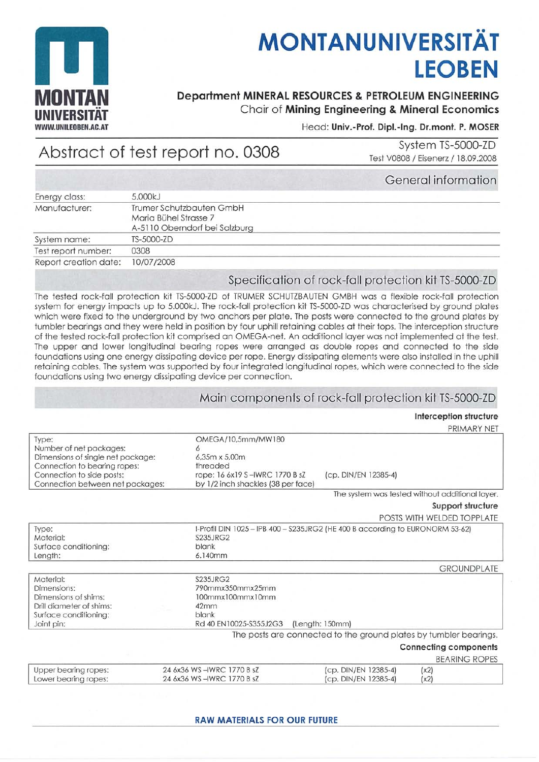# MONTANUNIVERSITÄT LEOBEN

**Department MINERAL RESOURCES & PETROLEUM ENGINEERING**
Chair of **Mining Engineering & Mineral Economics**
Head: **Univ.-Prof. Dipl.-Ing. Dr.mont. P. MOSER**

## Abstract of test report no. 0308

System TS-5000-ZD
Test V0808 / Eisenerz / 18.09.2008

### General information

| | |
|---|---|
| Energy class: | 5.000kJ |
| Manufacturer: | Trumer Schutzbauten GmbH<br>Maria Bühel Strasse 7<br>A-5110 Oberndorf bei Salzburg |
| System name: | TS-5000-ZD |
| Test report number: | 0308 |
| Report creation date: | 10/07/2008 |

### Specification of rock-fall protection kit TS-5000-ZD

The tested rock-fall protection kit TS-5000-ZD of TRUMER SCHUTZBAUTEN GMBH was a flexible rock-fall protection system for energy impacts up to 5.000kJ. The rock-fall protection kit TS-5000-ZD was characterised by ground plates which were fixed to the underground by two anchors per plate. The posts were connected to the ground plates by tumbler bearings and they were held in position by four uphill retaining cables at their tops. The interception structure of the tested rock-fall protection kit comprised an OMEGA-net. An additional layer was not implemented at the test. The upper and lower longitudinal bearing ropes were arranged as double ropes and connected to the side foundations using one energy dissipating device per rope. Energy dissipating elements were also installed in the uphill retaining cables. The system was supported by four integrated longitudinal ropes, which were connected to the side foundations using two energy dissipating device per connection.

### Main components of rock-fall protection kit TS-5000-ZD

#### Interception structure

PRIMARY NET

| | | |
|---|---|---|
| Type: | OMEGA/10,5mm/MW180 | |
| Number of net packages: | 6 | |
| Dimensions of single net package: | 6,35m x 5,00m | |
| Connection to bearing ropes: | threaded | |
| Connection to side posts: | rope: 16 6x19 S –IWRC 1770 B sZ | (cp. DIN/EN 12385-4) |
| Connection between net packages: | by 1/2 inch shackles (38 per face) | |

The system was tested without additional layer.

#### Support structure

POSTS WITH WELDED TOPPLATE

| | |
|---|---|
| Type: | I-Profil DIN 1025 – IPB 400 – S235JRG2 (HE 400 B according to EURONORM 53-62) |
| Material: | S235JRG2 |
| Surface conditioning: | blank |
| Length: | 6.140mm |

GROUNDPLATE

| | |
|---|---|
| Material: | S235JRG2 |
| Dimensions: | 790mmx350mmx25mm |
| Dimensions of shims: | 100mmx100mmx10mm |
| Drill diameter of shims: | 42mm |
| Surface conditioning: | blank |
| Joint pin: | Rd 40 EN10025-S355J2G3 (Length: 150mm) |

The posts are connected to the ground plates by tumbler bearings.

#### Connecting components

BEARING ROPES

| | | | |
|---|---|---|---|
| Upper bearing ropes: | 24 6x36 WS –IWRC 1770 B sZ | (cp. DIN/EN 12385-4) | (x2) |
| Lower bearing ropes: | 24 6x36 WS –IWRC 1770 B sZ | (cp. DIN/EN 12385-4) | (x2) |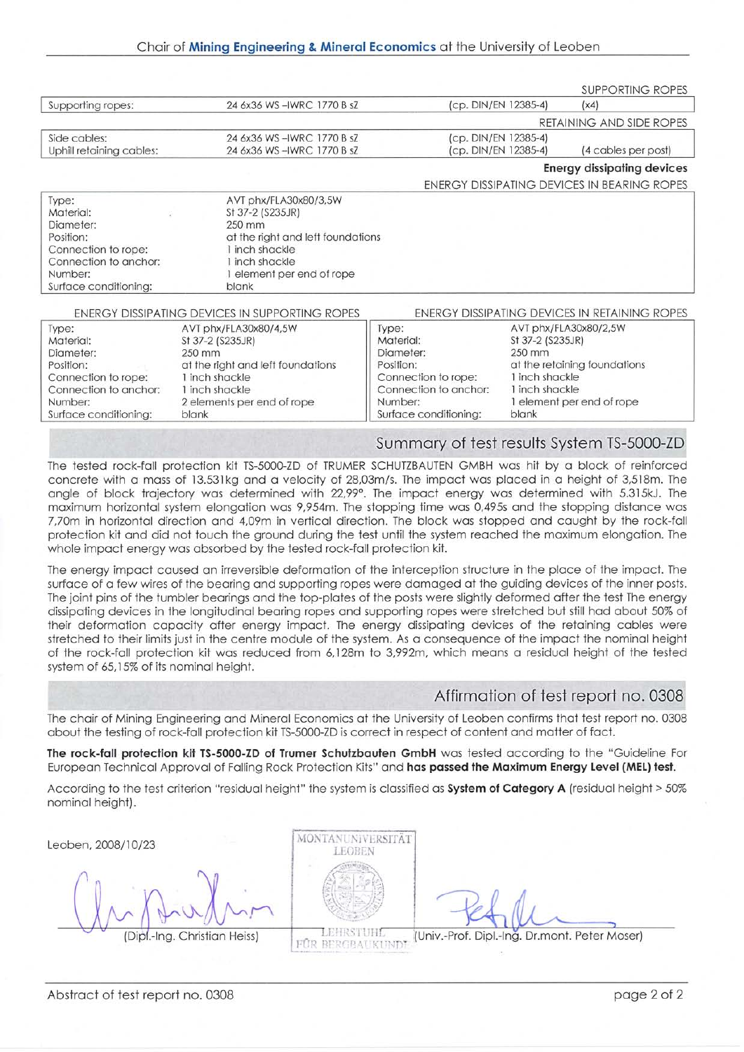SUPPORTING ROPES

| Supporting ropes: | 24 6x36 WS –IWRC 1770 B sZ | (cp. DIN/EN 12385-4) | (x4) |
|---|---|---|---|

RETAINING AND SIDE ROPES

| Side cables: | 24 6x36 WS –IWRC 1770 B sZ | (cp. DIN/EN 12385-4) | |
|---|---|---|---|
| Uphill retaining cables: | 24 6x36 WS –IWRC 1770 B sZ | (cp. DIN/EN 12385-4) | (4 cables per post) |

**Energy dissipating devices**

ENERGY DISSIPATING DEVICES IN BEARING ROPES

| | |
|---|---|
| Type: | AVT phx/FLA30x80/3,5W |
| Material: | St 37-2 (S235JR) |
| Diameter: | 250 mm |
| Position: | at the right and left foundations |
| Connection to rope: | 1 inch shackle |
| Connection to anchor: | 1 inch shackle |
| Number: | 1 element per end of rope |
| Surface conditioning: | blank |

ENERGY DISSIPATING DEVICES IN SUPPORTING ROPES

| | |
|---|---|
| Type: | AVT phx/FLA30x80/4,5W |
| Material: | St 37-2 (S235JR) |
| Diameter: | 250 mm |
| Position: | at the right and left foundations |
| Connection to rope: | 1 inch shackle |
| Connection to anchor: | 1 inch shackle |
| Number: | 2 elements per end of rope |
| Surface conditioning: | blank |

ENERGY DISSIPATING DEVICES IN RETAINING ROPES

| | |
|---|---|
| Type: | AVT phx/FLA30x80/2,5W |
| Material: | St 37-2 (S235JR) |
| Diameter: | 250 mm |
| Position: | at the retaining foundations |
| Connection to rope: | 1 inch shackle |
| Connection to anchor: | 1 inch shackle |
| Number: | 1 element per end of rope |
| Surface conditioning: | blank |

## Summary of test results System TS-5000-ZD

The tested rock-fall protection kit TS-5000-ZD of TRUMER SCHUTZBAUTEN GMBH was hit by a block of reinforced concrete with a mass of 13.531kg and a velocity of 28,03m/s. The impact was placed in a height of 3,518m. The angle of block trajectory was determined with 22,99°. The impact energy was determined with 5.315kJ. The maximum horizontal system elongation was 9,954m. The stopping time was 0,495s and the stopping distance was 7,70m in horizontal direction and 4,09m in vertical direction. The block was stopped and caught by the rock-fall protection kit and did not touch the ground during the test until the system reached the maximum elongation. The whole impact energy was absorbed by the tested rock-fall protection kit.

The energy impact caused an irreversible deformation of the interception structure in the place of the impact. The surface of a few wires of the bearing and supporting ropes were damaged at the guiding devices of the inner posts. The joint pins of the tumbler bearings and the top-plates of the posts were slightly deformed after the test The energy dissipating devices in the longitudinal bearing ropes and supporting ropes were stretched but still had about 50% of their deformation capacity after energy impact. The energy dissipating devices of the retaining cables were stretched to their limits just in the centre module of the system. As a consequence of the impact the nominal height of the rock-fall protection kit was reduced from 6,128m to 3,992m, which means a residual height of the tested system of 65,15% of its nominal height.

## Affirmation of test report no. 0308

The chair of Mining Engineering and Mineral Economics at the University of Leoben confirms that test report no. 0308 about the testing of rock-fall protection kit TS-5000-ZD is correct in respect of content and matter of fact.

**The rock-fall protection kit TS-5000-ZD of Trumer Schutzbauten GmbH** was tested according to the "Guideline For European Technical Approval of Falling Rock Protection Kits" and **has passed the Maximum Energy Level (MEL) test.**

According to the test criterion "residual height" the system is classified as **System of Category A** (residual height > 50% nominal height).

Leoben, 2008/10/23

MONTANUNIVERSITÄT LEOBEN – LEHRSTUHL FÜR BERGBAUKUNDE

(Dipl.-Ing. Christian Heiss)

(Univ.-Prof. Dipl.-Ing. Dr.mont. Peter Moser)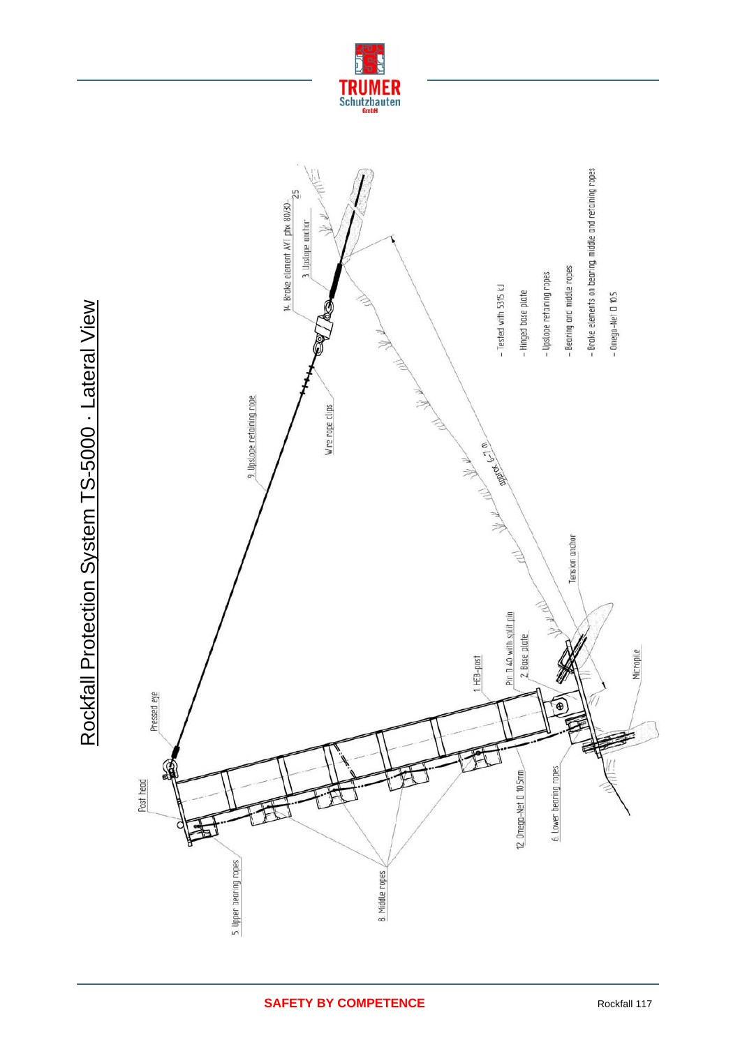# Rockfall Protection System TS-5000 · Lateral View

14. Brake element AVT ptx 80/30–25

3. Upslope anchor

9. Upslope retaining rope

Wire rope clips

approx. 6–7 m

Tension anchor

Pressed eye

Post head

5. Upper bearing ropes

8. Middle ropes

1. HEB-post

Pin D 40 with split pin

2. Base plate

Micropile

12. Omega-Net D 10.5mm

6. Lower bearing ropes

- Tested with 5315 kJ
- Hinged base plate
- Upslope retaining ropes
- Bearing and middle ropes
- Brake elements on bearing middle and retaining ropes
- Omega-Net D 10.5

**SAFETY BY COMPETENCE**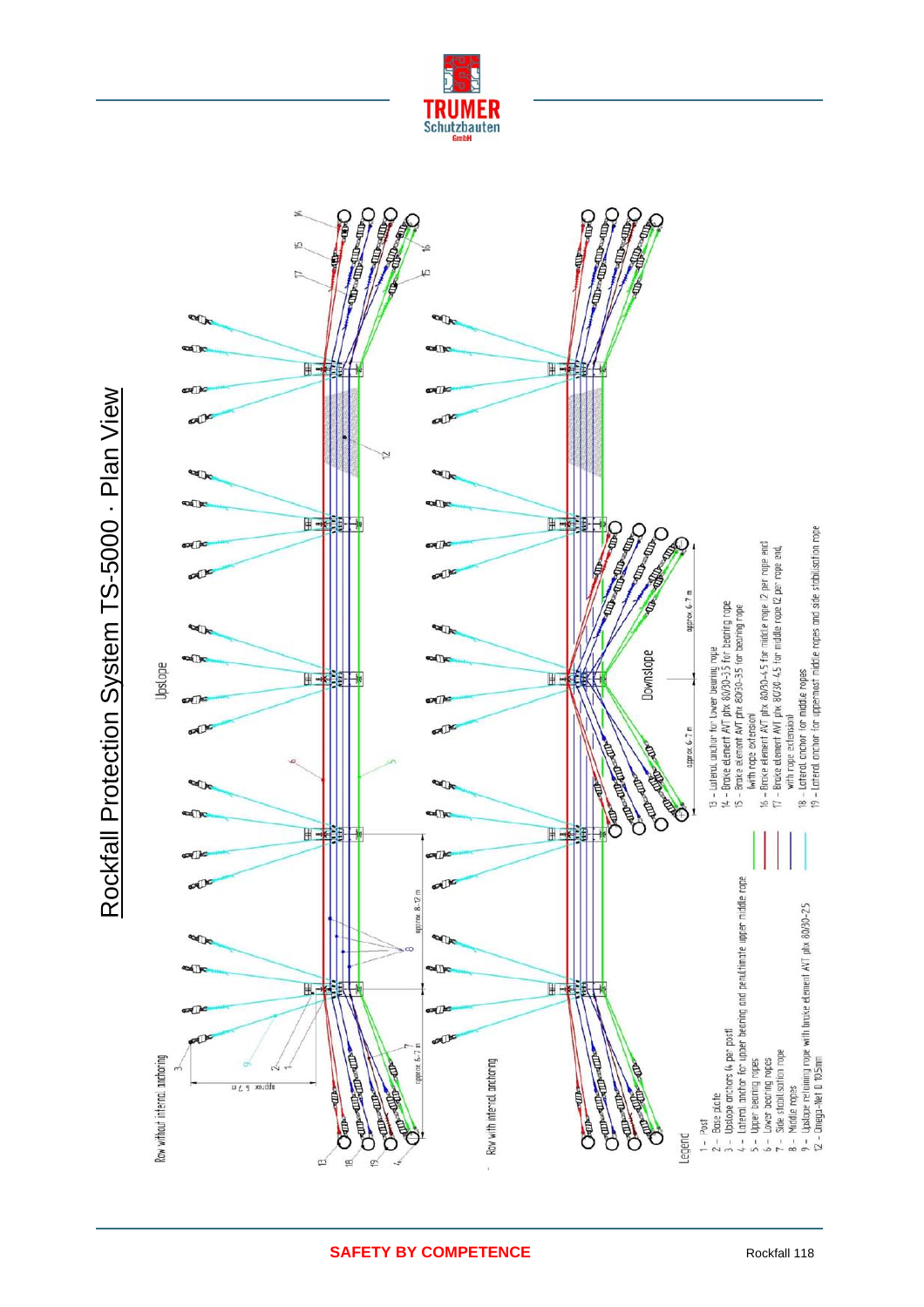# Rockfall Protection System TS-5000 · Plan View

Row without internal anchoring

Row with internal anchoring

Upslope

Downslope

approx. 6-7 m

approx. 8-12 m

13

18

19

4

3

2

1

9

7

8

6

5

12

14

15

17

16

Legend

1 – Post
2 – Base plate
3 – Upslope anchors (4 per post)
4 – Lateral anchor for upper bearing and penultimate upper middle rope
5 – Upper bearing ropes
6 – Lower bearing ropes
7 – Side stabilisation rope
8 – Middle ropes
9 – Upslope retaining rope with brake element AVT plx 80/30-25
12 – Omega-Net D 105mm

13 – Lateral anchor for lower bearing rope
14 – Brake element AVT plx 80/30-35 for bearing rope
15 – Brake element AVT plx 80/30-35 for bearing rope (with rope extension)
16 – Brake element AVT plx 80/30-45 for middle rope (2 per rope end)
17 – Brake element AVT plx 80/30-45 for middle rope (2 per rope end, with rope extension)
18 – Lateral anchor for middle ropes
19 – Lateral anchor for uppermost middle ropes and side stabilisation rope